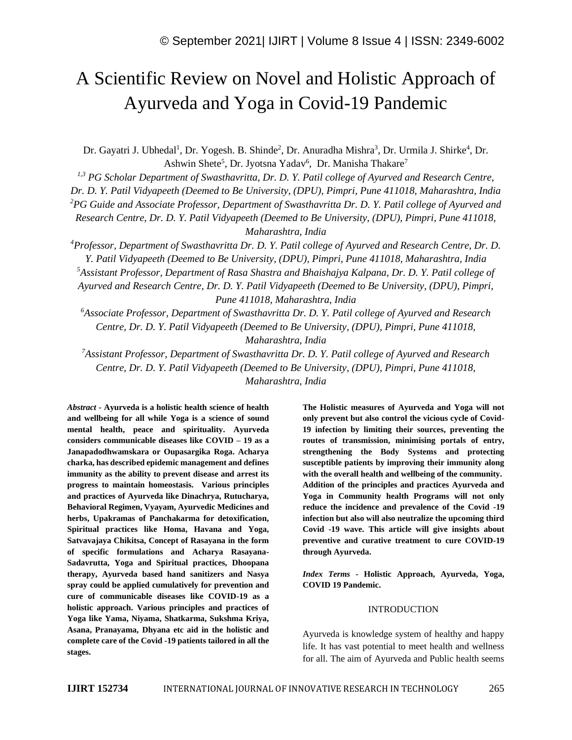# A Scientific Review on Novel and Holistic Approach of Ayurveda and Yoga in Covid-19 Pandemic

Dr. Gayatri J. Ubhedal[1], Dr. Yogesh. B. Shinde[2], Dr. Anuradha Mishra[3], Dr. Urmila J. Shirke[4], Dr. Ashwin Shete[5], Dr. Jyotsna Yadav[6], Dr. Manisha Thakare[7]

*[1,3] PG Scholar Department of Swasthavritta, Dr. D. Y. Patil college of Ayurved and Research Centre, Dr. D. Y. Patil Vidyapeeth (Deemed to Be University, (DPU), Pimpri, Pune 411018, Maharashtra, India*

*[2]PG Guide and Associate Professor, Department of Swasthavritta Dr. D. Y. Patil college of Ayurved and Research Centre, Dr. D. Y. Patil Vidyapeeth (Deemed to Be University, (DPU), Pimpri, Pune 411018, Maharashtra, India*

*[4]Professor, Department of Swasthavritta Dr. D. Y. Patil college of Ayurved and Research Centre, Dr. D. Y. Patil Vidyapeeth (Deemed to Be University, (DPU), Pimpri, Pune 411018, Maharashtra, India*

*[5]Assistant Professor, Department of Rasa Shastra and Bhaishajya Kalpana, Dr. D. Y. Patil college of Ayurved and Research Centre, Dr. D. Y. Patil Vidyapeeth (Deemed to Be University, (DPU), Pimpri, Pune 411018, Maharashtra, India*

*[6]Associate Professor, Department of Swasthavritta Dr. D. Y. Patil college of Ayurved and Research Centre, Dr. D. Y. Patil Vidyapeeth (Deemed to Be University, (DPU), Pimpri, Pune 411018, Maharashtra, India*

*[7]Assistant Professor, Department of Swasthavritta Dr. D. Y. Patil college of Ayurved and Research Centre, Dr. D. Y. Patil Vidyapeeth (Deemed to Be University, (DPU), Pimpri, Pune 411018, Maharashtra, India*

*Abstract* - **Ayurveda is a holistic health science of health and wellbeing for all while Yoga is a science of sound mental health, peace and spirituality. Ayurveda considers communicable diseases like COVID – 19 as a Janapadodhwamskara or Oupasargika Roga. Acharya charka, has described epidemic management and defines immunity as the ability to prevent disease and arrest its progress to maintain homeostasis. Various principles and practices of Ayurveda like Dinachrya, Rutucharya, Behavioral Regimen, Vyayam, Ayurvedic Medicines and herbs, Upakramas of Panchakarma for detoxification, Spiritual practices like Homa, Havana and Yoga, Satvavajaya Chikitsa, Concept of Rasayana in the form of specific formulations and Acharya Rasayana-Sadavrutta, Yoga and Spiritual practices, Dhoopana therapy, Ayurveda based hand sanitizers and Nasya spray could be applied cumulatively for prevention and cure of communicable diseases like COVID-19 as a holistic approach. Various principles and practices of Yoga like Yama, Niyama, Shatkarma, Sukshma Kriya, Asana, Pranayama, Dhyana etc aid in the holistic and complete care of the Covid -19 patients tailored in all the stages. The Holistic measures of Ayurveda and Yoga will not only prevent but also control the vicious cycle of Covid-19 infection by limiting their sources, preventing the routes of transmission, minimising portals of entry, strengthening the Body Systems and protecting susceptible patients by improving their immunity along with the overall health and wellbeing of the community. Addition of the principles and practices Ayurveda and Yoga in Community health Programs will not only reduce the incidence and prevalence of the Covid -19 infection but also will also neutralize the upcoming third Covid -19 wave. This article will give insights about preventive and curative treatment to cure COVID-19 through Ayurveda.**

*Index Terms* - **Holistic Approach, Ayurveda, Yoga, COVID 19 Pandemic.**

## INTRODUCTION

Ayurveda is knowledge system of healthy and happy life. It has vast potential to meet health and wellness for all. The aim of Ayurveda and Public health seems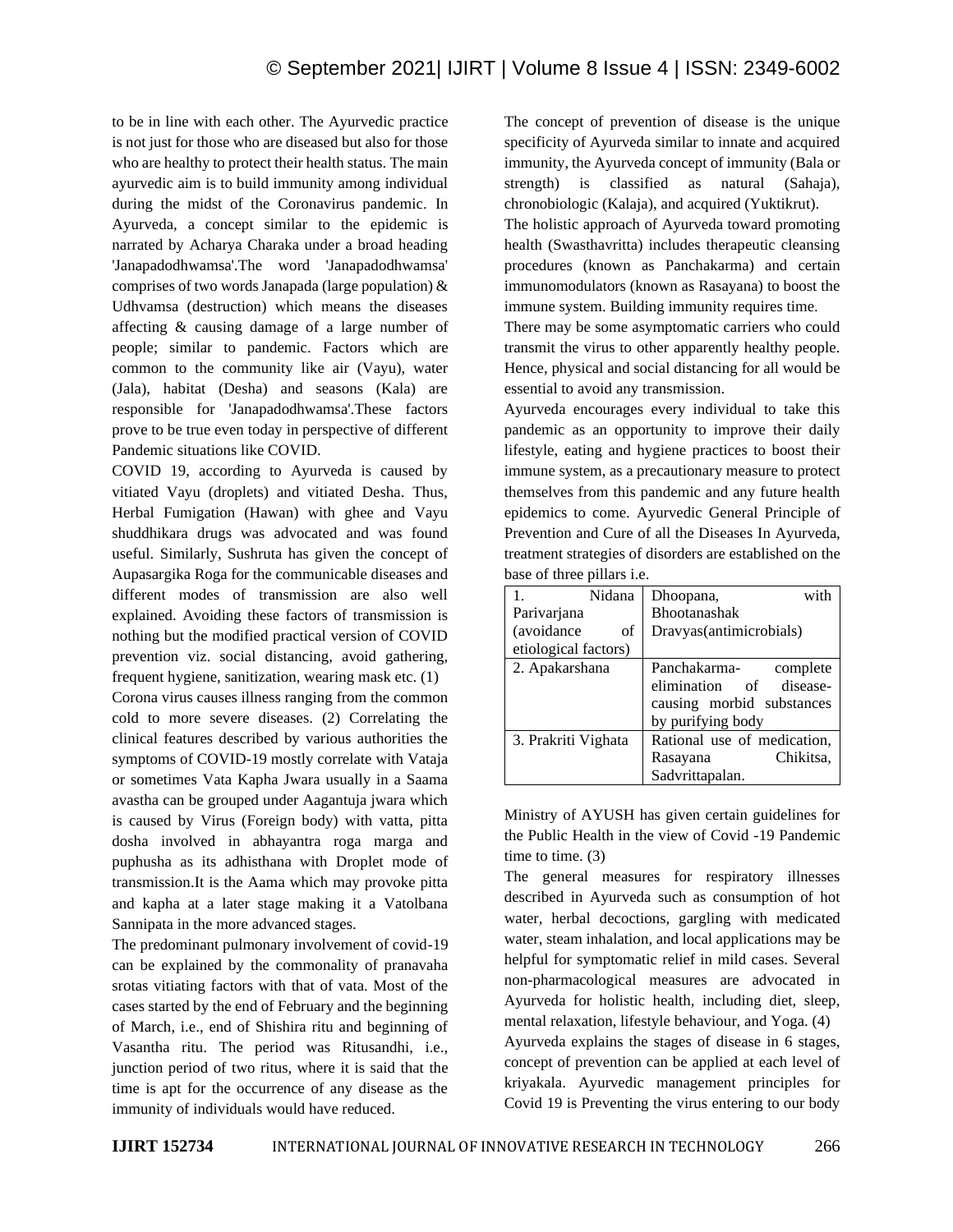to be in line with each other. The Ayurvedic practice is not just for those who are diseased but also for those who are healthy to protect their health status. The main ayurvedic aim is to build immunity among individual during the midst of the Coronavirus pandemic. In Ayurveda, a concept similar to the epidemic is narrated by Acharya Charaka under a broad heading 'Janapadodhwamsa'.The word 'Janapadodhwamsa' comprises of two words Janapada (large population) & Udhvamsa (destruction) which means the diseases affecting & causing damage of a large number of people; similar to pandemic. Factors which are common to the community like air (Vayu), water (Jala), habitat (Desha) and seasons (Kala) are responsible for 'Janapadodhwamsa'.These factors prove to be true even today in perspective of different Pandemic situations like COVID.

COVID 19, according to Ayurveda is caused by vitiated Vayu (droplets) and vitiated Desha. Thus, Herbal Fumigation (Hawan) with ghee and Vayu shuddhikara drugs was advocated and was found useful. Similarly, Sushruta has given the concept of Aupasargika Roga for the communicable diseases and different modes of transmission are also well explained. Avoiding these factors of transmission is nothing but the modified practical version of COVID prevention viz. social distancing, avoid gathering, frequent hygiene, sanitization, wearing mask etc. (1)

Corona virus causes illness ranging from the common cold to more severe diseases. (2) Correlating the clinical features described by various authorities the symptoms of COVID-19 mostly correlate with Vataja or sometimes Vata Kapha Jwara usually in a Saama avastha can be grouped under Aagantuja jwara which is caused by Virus (Foreign body) with vatta, pitta dosha involved in abhayantra roga marga and puphusha as its adhisthana with Droplet mode of transmission.It is the Aama which may provoke pitta and kapha at a later stage making it a Vatolbana Sannipata in the more advanced stages.

The predominant pulmonary involvement of covid-19 can be explained by the commonality of pranavaha srotas vitiating factors with that of vata. Most of the cases started by the end of February and the beginning of March, i.e., end of Shishira ritu and beginning of Vasantha ritu. The period was Ritusandhi, i.e., junction period of two ritus, where it is said that the time is apt for the occurrence of any disease as the immunity of individuals would have reduced.

The concept of prevention of disease is the unique specificity of Ayurveda similar to innate and acquired immunity, the Ayurveda concept of immunity (Bala or strength) is classified as natural (Sahaja), chronobiologic (Kalaja), and acquired (Yuktikrut).

The holistic approach of Ayurveda toward promoting health (Swasthavritta) includes therapeutic cleansing procedures (known as Panchakarma) and certain immunomodulators (known as Rasayana) to boost the immune system. Building immunity requires time.

There may be some asymptomatic carriers who could transmit the virus to other apparently healthy people. Hence, physical and social distancing for all would be essential to avoid any transmission.

Ayurveda encourages every individual to take this pandemic as an opportunity to improve their daily lifestyle, eating and hygiene practices to boost their immune system, as a precautionary measure to protect themselves from this pandemic and any future health epidemics to come. Ayurvedic General Principle of Prevention and Cure of all the Diseases In Ayurveda, treatment strategies of disorders are established on the base of three pillars i.e.

| | |
|---|---|
| 1. Nidana Parivarjana (avoidance of etiological factors) | Dhoopana, with Bhootanashak Dravyas(antimicrobials) |
| 2. Apakarshana | Panchakarma- complete elimination of disease-causing morbid substances by purifying body |
| 3. Prakriti Vighata | Rational use of medication, Rasayana Chikitsa, Sadvrittapalan. |

Ministry of AYUSH has given certain guidelines for the Public Health in the view of Covid -19 Pandemic time to time. (3)

The general measures for respiratory illnesses described in Ayurveda such as consumption of hot water, herbal decoctions, gargling with medicated water, steam inhalation, and local applications may be helpful for symptomatic relief in mild cases. Several non-pharmacological measures are advocated in Ayurveda for holistic health, including diet, sleep, mental relaxation, lifestyle behaviour, and Yoga. (4)

Ayurveda explains the stages of disease in 6 stages, concept of prevention can be applied at each level of kriyakala. Ayurvedic management principles for Covid 19 is Preventing the virus entering to our body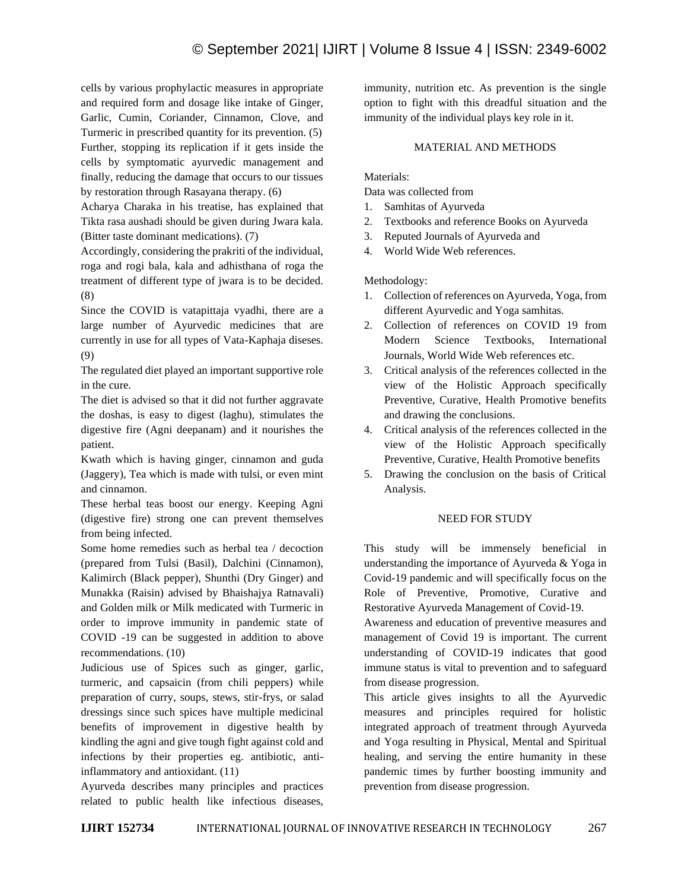cells by various prophylactic measures in appropriate and required form and dosage like intake of Ginger, Garlic, Cumin, Coriander, Cinnamon, Clove, and Turmeric in prescribed quantity for its prevention. (5) Further, stopping its replication if it gets inside the cells by symptomatic ayurvedic management and finally, reducing the damage that occurs to our tissues by restoration through Rasayana therapy. (6)

Acharya Charaka in his treatise, has explained that Tikta rasa aushadi should be given during Jwara kala. (Bitter taste dominant medications). (7)

Accordingly, considering the prakriti of the individual, roga and rogi bala, kala and adhisthana of roga the treatment of different type of jwara is to be decided. (8)

Since the COVID is vatapittaja vyadhi, there are a large number of Ayurvedic medicines that are currently in use for all types of Vata-Kaphaja diseses. (9)

The regulated diet played an important supportive role in the cure.

The diet is advised so that it did not further aggravate the doshas, is easy to digest (laghu), stimulates the digestive fire (Agni deepanam) and it nourishes the patient.

Kwath which is having ginger, cinnamon and guda (Jaggery), Tea which is made with tulsi, or even mint and cinnamon.

These herbal teas boost our energy. Keeping Agni (digestive fire) strong one can prevent themselves from being infected.

Some home remedies such as herbal tea / decoction (prepared from Tulsi (Basil), Dalchini (Cinnamon), Kalimirch (Black pepper), Shunthi (Dry Ginger) and Munakka (Raisin) advised by Bhaishajya Ratnavali) and Golden milk or Milk medicated with Turmeric in order to improve immunity in pandemic state of COVID -19 can be suggested in addition to above recommendations. (10)

Judicious use of Spices such as ginger, garlic, turmeric, and capsaicin (from chili peppers) while preparation of curry, soups, stews, stir-frys, or salad dressings since such spices have multiple medicinal benefits of improvement in digestive health by kindling the agni and give tough fight against cold and infections by their properties eg. antibiotic, anti-inflammatory and antioxidant. (11)

Ayurveda describes many principles and practices related to public health like infectious diseases, immunity, nutrition etc. As prevention is the single option to fight with this dreadful situation and the immunity of the individual plays key role in it.

## MATERIAL AND METHODS

Materials:

Data was collected from

1. Samhitas of Ayurveda
2. Textbooks and reference Books on Ayurveda
3. Reputed Journals of Ayurveda and
4. World Wide Web references.

Methodology:

1. Collection of references on Ayurveda, Yoga, from different Ayurvedic and Yoga samhitas.
2. Collection of references on COVID 19 from Modern Science Textbooks, International Journals, World Wide Web references etc.
3. Critical analysis of the references collected in the view of the Holistic Approach specifically Preventive, Curative, Health Promotive benefits and drawing the conclusions.
4. Critical analysis of the references collected in the view of the Holistic Approach specifically Preventive, Curative, Health Promotive benefits
5. Drawing the conclusion on the basis of Critical Analysis.

## NEED FOR STUDY

This study will be immensely beneficial in understanding the importance of Ayurveda & Yoga in Covid-19 pandemic and will specifically focus on the Role of Preventive, Promotive, Curative and Restorative Ayurveda Management of Covid-19.

Awareness and education of preventive measures and management of Covid 19 is important. The current understanding of COVID-19 indicates that good immune status is vital to prevention and to safeguard from disease progression.

This article gives insights to all the Ayurvedic measures and principles required for holistic integrated approach of treatment through Ayurveda and Yoga resulting in Physical, Mental and Spiritual healing, and serving the entire humanity in these pandemic times by further boosting immunity and prevention from disease progression.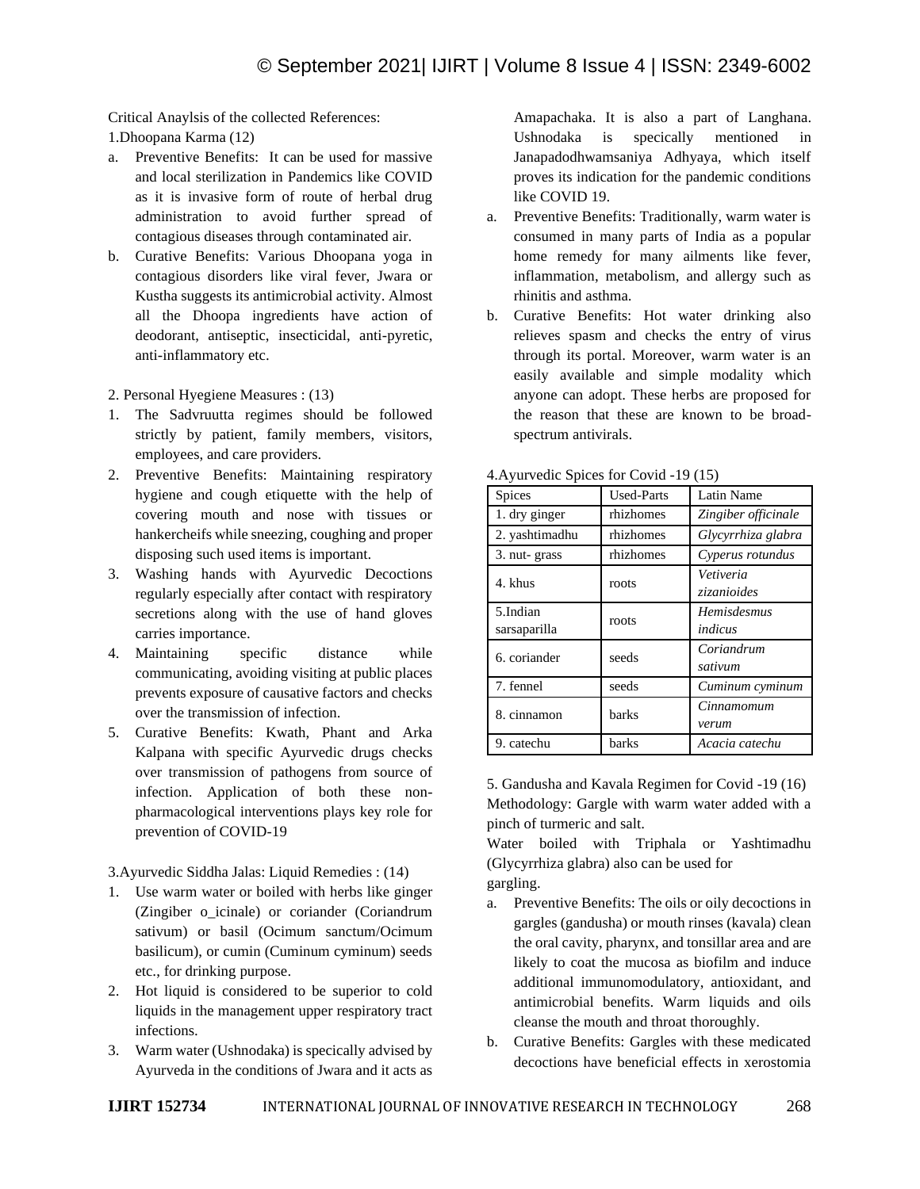Critical Anaylsis of the collected References:

1.Dhoopana Karma (12)

a. Preventive Benefits: It can be used for massive and local sterilization in Pandemics like COVID as it is invasive form of route of herbal drug administration to avoid further spread of contagious diseases through contaminated air.
b. Curative Benefits: Various Dhoopana yoga in contagious disorders like viral fever, Jwara or Kustha suggests its antimicrobial activity. Almost all the Dhoopa ingredients have action of deodorant, antiseptic, insecticidal, anti-pyretic, anti-inflammatory etc.

2. Personal Hyegiene Measures : (13)

1. The Sadvruutta regimes should be followed strictly by patient, family members, visitors, employees, and care providers.
2. Preventive Benefits: Maintaining respiratory hygiene and cough etiquette with the help of covering mouth and nose with tissues or hankercheifs while sneezing, coughing and proper disposing such used items is important.
3. Washing hands with Ayurvedic Decoctions regularly especially after contact with respiratory secretions along with the use of hand gloves carries importance.
4. Maintaining specific distance while communicating, avoiding visiting at public places prevents exposure of causative factors and checks over the transmission of infection.
5. Curative Benefits: Kwath, Phant and Arka Kalpana with specific Ayurvedic drugs checks over transmission of pathogens from source of infection. Application of both these non-pharmacological interventions plays key role for prevention of COVID-19

3.Ayurvedic Siddha Jalas: Liquid Remedies : (14)

1. Use warm water or boiled with herbs like ginger (Zingiber o_icinale) or coriander (Coriandrum sativum) or basil (Ocimum sanctum/Ocimum basilicum), or cumin (Cuminum cyminum) seeds etc., for drinking purpose.
2. Hot liquid is considered to be superior to cold liquids in the management upper respiratory tract infections.
3. Warm water (Ushnodaka) is specically advised by Ayurveda in the conditions of Jwara and it acts as Amapachaka. It is also a part of Langhana. Ushnodaka is specically mentioned in Janapadodhwamsaniya Adhyaya, which itself proves its indication for the pandemic conditions like COVID 19.

a. Preventive Benefits: Traditionally, warm water is consumed in many parts of India as a popular home remedy for many ailments like fever, inflammation, metabolism, and allergy such as rhinitis and asthma.
b. Curative Benefits: Hot water drinking also relieves spasm and checks the entry of virus through its portal. Moreover, warm water is an easily available and simple modality which anyone can adopt. These herbs are proposed for the reason that these are known to be broad-spectrum antivirals.

4.Ayurvedic Spices for Covid -19 (15)

| Spices | Used-Parts | Latin Name |
|---|---|---|
| 1. dry ginger | rhizhomes | *Zingiber officinale* |
| 2. yashtimadhu | rhizhomes | *Glycyrrhiza glabra* |
| 3. nut- grass | rhizhomes | *Cyperus rotundus* |
| 4. khus | roots | *Vetiveria zizanioides* |
| 5.Indian sarsaparilla | roots | *Hemisdesmus indicus* |
| 6. coriander | seeds | *Coriandrum sativum* |
| 7. fennel | seeds | *Cuminum cyminum* |
| 8. cinnamon | barks | *Cinnamomum verum* |
| 9. catechu | barks | *Acacia catechu* |

5. Gandusha and Kavala Regimen for Covid -19 (16)

Methodology: Gargle with warm water added with a pinch of turmeric and salt.

Water boiled with Triphala or Yashtimadhu (Glycyrrhiza glabra) also can be used for gargling.

a. Preventive Benefits: The oils or oily decoctions in gargles (gandusha) or mouth rinses (kavala) clean the oral cavity, pharynx, and tonsillar area and are likely to coat the mucosa as biofilm and induce additional immunomodulatory, antioxidant, and antimicrobial benefits. Warm liquids and oils cleanse the mouth and throat thoroughly.
b. Curative Benefits: Gargles with these medicated decoctions have beneficial effects in xerostomia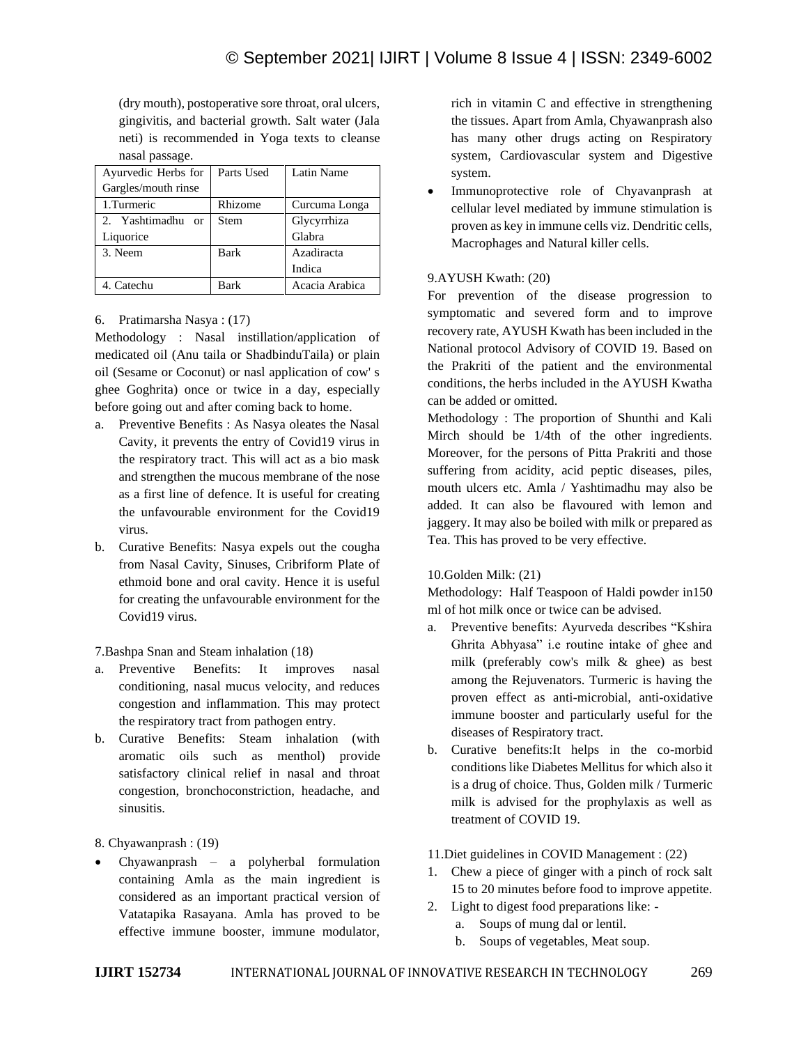(dry mouth), postoperative sore throat, oral ulcers, gingivitis, and bacterial growth. Salt water (Jala neti) is recommended in Yoga texts to cleanse nasal passage.

| Ayurvedic Herbs for Gargles/mouth rinse | Parts Used | Latin Name |
|---|---|---|
| 1.Turmeric | Rhizome | Curcuma Longa |
| 2. Yashtimadhu or Liquorice | Stem | Glycyrrhiza Glabra |
| 3. Neem | Bark | Azadiracta Indica |
| 4. Catechu | Bark | Acacia Arabica |

6. Pratimarsha Nasya : (17)

Methodology : Nasal instillation/application of medicated oil (Anu taila or ShadbinduTaila) or plain oil (Sesame or Coconut) or nasl application of cow' s ghee Goghrita) once or twice in a day, especially before going out and after coming back to home.

a. Preventive Benefits : As Nasya oleates the Nasal Cavity, it prevents the entry of Covid19 virus in the respiratory tract. This will act as a bio mask and strengthen the mucous membrane of the nose as a first line of defence. It is useful for creating the unfavourable environment for the Covid19 virus.
b. Curative Benefits: Nasya expels out the cougha from Nasal Cavity, Sinuses, Cribriform Plate of ethmoid bone and oral cavity. Hence it is useful for creating the unfavourable environment for the Covid19 virus.

7.Bashpa Snan and Steam inhalation (18)

a. Preventive Benefits: It improves nasal conditioning, nasal mucus velocity, and reduces congestion and inflammation. This may protect the respiratory tract from pathogen entry.
b. Curative Benefits: Steam inhalation (with aromatic oils such as menthol) provide satisfactory clinical relief in nasal and throat congestion, bronchoconstriction, headache, and sinusitis.

8. Chyawanprash : (19)

- Chyawanprash – a polyherbal formulation containing Amla as the main ingredient is considered as an important practical version of Vatatapika Rasayana. Amla has proved to be effective immune booster, immune modulator, rich in vitamin C and effective in strengthening the tissues. Apart from Amla, Chyawanprash also has many other drugs acting on Respiratory system, Cardiovascular system and Digestive system.
- Immunoprotective role of Chyavanprash at cellular level mediated by immune stimulation is proven as key in immune cells viz. Dendritic cells, Macrophages and Natural killer cells.

9.AYUSH Kwath: (20)

For prevention of the disease progression to symptomatic and severed form and to improve recovery rate, AYUSH Kwath has been included in the National protocol Advisory of COVID 19. Based on the Prakriti of the patient and the environmental conditions, the herbs included in the AYUSH Kwatha can be added or omitted.

Methodology : The proportion of Shunthi and Kali Mirch should be 1/4th of the other ingredients. Moreover, for the persons of Pitta Prakriti and those suffering from acidity, acid peptic diseases, piles, mouth ulcers etc. Amla / Yashtimadhu may also be added. It can also be flavoured with lemon and jaggery. It may also be boiled with milk or prepared as Tea. This has proved to be very effective.

10.Golden Milk: (21)

Methodology: Half Teaspoon of Haldi powder in150 ml of hot milk once or twice can be advised.

a. Preventive benefits: Ayurveda describes "Kshira Ghrita Abhyasa" i.e routine intake of ghee and milk (preferably cow's milk & ghee) as best among the Rejuvenators. Turmeric is having the proven effect as anti-microbial, anti-oxidative immune booster and particularly useful for the diseases of Respiratory tract.
b. Curative benefits:It helps in the co-morbid conditions like Diabetes Mellitus for which also it is a drug of choice. Thus, Golden milk / Turmeric milk is advised for the prophylaxis as well as treatment of COVID 19.

11.Diet guidelines in COVID Management : (22)

1. Chew a piece of ginger with a pinch of rock salt 15 to 20 minutes before food to improve appetite.
2. Light to digest food preparations like: -
   a. Soups of mung dal or lentil.
   b. Soups of vegetables, Meat soup.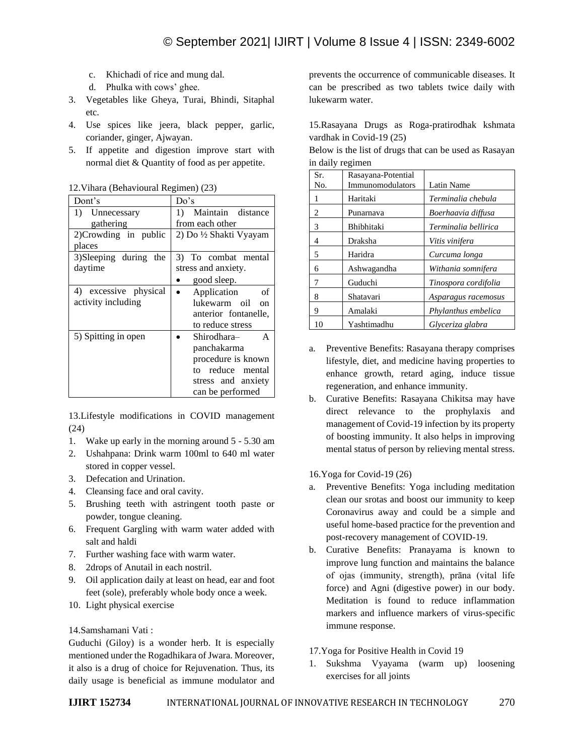c. Khichadi of rice and mung dal.
d. Phulka with cows' ghee.

3. Vegetables like Gheya, Turai, Bhindi, Sitaphal etc.
4. Use spices like jeera, black pepper, garlic, coriander, ginger, Ajwayan.
5. If appetite and digestion improve start with normal diet & Quantity of food as per appetite.

12.Vihara (Behavioural Regimen) (23)

| Dont's | Do's |
|---|---|
| 1) Unnecessary gathering | 1) Maintain distance from each other |
| 2)Crowding in public places | 2) Do ½ Shakti Vyayam |
| 3)Sleeping during the daytime | 3) To combat mental stress and anxiety. <br>• good sleep. |
| 4) excessive physical activity including | • Application of lukewarm oil on anterior fontanelle, to reduce stress |
| 5) Spitting in open | • Shirodhara– A panchakarma procedure is known to reduce mental stress and anxiety can be performed |

13.Lifestyle modifications in COVID management (24)

1. Wake up early in the morning around 5 - 5.30 am
2. Ushahpana: Drink warm 100ml to 640 ml water stored in copper vessel.
3. Defecation and Urination.
4. Cleansing face and oral cavity.
5. Brushing teeth with astringent tooth paste or powder, tongue cleaning.
6. Frequent Gargling with warm water added with salt and haldi
7. Further washing face with warm water.
8. 2drops of Anutail in each nostril.
9. Oil application daily at least on head, ear and foot feet (sole), preferably whole body once a week.
10. Light physical exercise

14.Samshamani Vati :

Guduchi (Giloy) is a wonder herb. It is especially mentioned under the Rogadhikara of Jwara. Moreover, it also is a drug of choice for Rejuvenation. Thus, its daily usage is beneficial as immune modulator and prevents the occurrence of communicable diseases. It can be prescribed as two tablets twice daily with lukewarm water.

15.Rasayana Drugs as Roga-pratirodhak kshmata vardhak in Covid-19 (25)

Below is the list of drugs that can be used as Rasayan in daily regimen

| Sr. No. | Rasayana-Potential Immunomodulators | Latin Name |
|---|---|---|
| 1 | Haritaki | *Terminalia chebula* |
| 2 | Punarnava | *Boerhaavia diffusa* |
| 3 | Bhibhitaki | *Terminalia bellirica* |
| 4 | Draksha | *Vitis vinifera* |
| 5 | Haridra | *Curcuma longa* |
| 6 | Ashwagandha | *Withania somnifera* |
| 7 | Guduchi | *Tinospora cordifolia* |
| 8 | Shatavari | *Asparagus racemosus* |
| 9 | Amalaki | *Phylanthus embelica* |
| 10 | Yashtimadhu | *Glyceriza glabra* |

a. Preventive Benefits: Rasayana therapy comprises lifestyle, diet, and medicine having properties to enhance growth, retard aging, induce tissue regeneration, and enhance immunity.
b. Curative Benefits: Rasayana Chikitsa may have direct relevance to the prophylaxis and management of Covid-19 infection by its property of boosting immunity. It also helps in improving mental status of person by relieving mental stress.

16.Yoga for Covid-19 (26)

a. Preventive Benefits: Yoga including meditation clean our srotas and boost our immunity to keep Coronavirus away and could be a simple and useful home-based practice for the prevention and post-recovery management of COVID-19.
b. Curative Benefits: Pranayama is known to improve lung function and maintains the balance of ojas (immunity, strength), prāna (vital life force) and Agni (digestive power) in our body. Meditation is found to reduce inflammation markers and influence markers of virus-specific immune response.

17.Yoga for Positive Health in Covid 19

1. Sukshma Vyayama (warm up) loosening exercises for all joints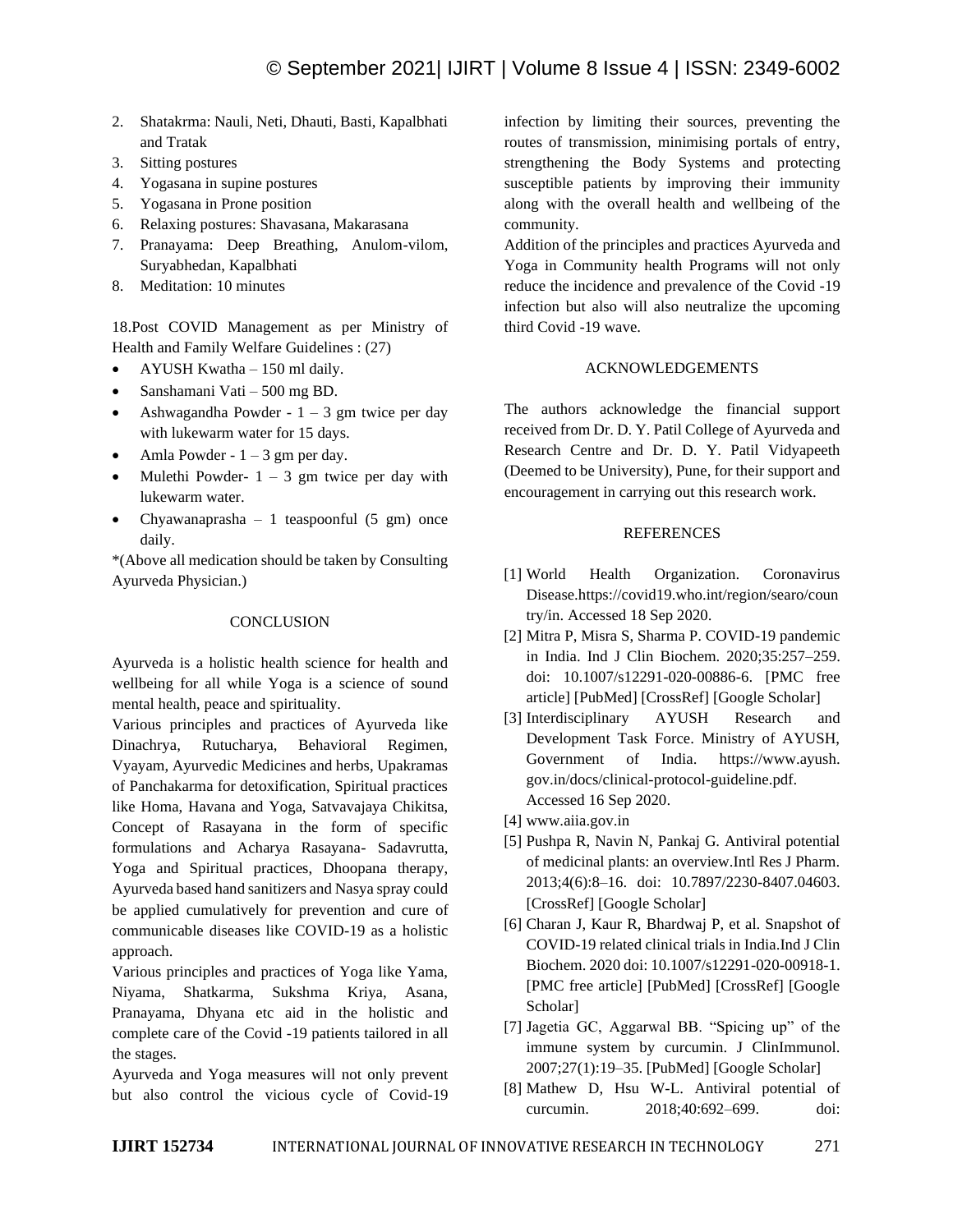2. Shatakrma: Nauli, Neti, Dhauti, Basti, Kapalbhati and Tratak
3. Sitting postures
4. Yogasana in supine postures
5. Yogasana in Prone position
6. Relaxing postures: Shavasana, Makarasana
7. Pranayama: Deep Breathing, Anulom-vilom, Suryabhedan, Kapalbhati
8. Meditation: 10 minutes

18.Post COVID Management as per Ministry of Health and Family Welfare Guidelines : (27)

- AYUSH Kwatha – 150 ml daily.
- Sanshamani Vati – 500 mg BD.
- Ashwagandha Powder - 1 – 3 gm twice per day with lukewarm water for 15 days.
- Amla Powder - 1 – 3 gm per day.
- Mulethi Powder- 1 – 3 gm twice per day with lukewarm water.
- Chyawanaprasha – 1 teaspoonful (5 gm) once daily.

*(Above all medication should be taken by Consulting Ayurveda Physician.)

## CONCLUSION

Ayurveda is a holistic health science for health and wellbeing for all while Yoga is a science of sound mental health, peace and spirituality.

Various principles and practices of Ayurveda like Dinachrya, Rutucharya, Behavioral Regimen, Vyayam, Ayurvedic Medicines and herbs, Upakramas of Panchakarma for detoxification, Spiritual practices like Homa, Havana and Yoga, Satvavajaya Chikitsa, Concept of Rasayana in the form of specific formulations and Acharya Rasayana- Sadavrutta, Yoga and Spiritual practices, Dhoopana therapy, Ayurveda based hand sanitizers and Nasya spray could be applied cumulatively for prevention and cure of communicable diseases like COVID-19 as a holistic approach.

Various principles and practices of Yoga like Yama, Niyama, Shatkarma, Sukshma Kriya, Asana, Pranayama, Dhyana etc aid in the holistic and complete care of the Covid -19 patients tailored in all the stages.

Ayurveda and Yoga measures will not only prevent but also control the vicious cycle of Covid-19 infection by limiting their sources, preventing the routes of transmission, minimising portals of entry, strengthening the Body Systems and protecting susceptible patients by improving their immunity along with the overall health and wellbeing of the community.

Addition of the principles and practices Ayurveda and Yoga in Community health Programs will not only reduce the incidence and prevalence of the Covid -19 infection but also will also neutralize the upcoming third Covid -19 wave.

## ACKNOWLEDGEMENTS

The authors acknowledge the financial support received from Dr. D. Y. Patil College of Ayurveda and Research Centre and Dr. D. Y. Patil Vidyapeeth (Deemed to be University), Pune, for their support and encouragement in carrying out this research work.

## REFERENCES

[1] World Health Organization. Coronavirus Disease.https://covid19.who.int/region/searo/country/in. Accessed 18 Sep 2020.

[2] Mitra P, Misra S, Sharma P. COVID-19 pandemic in India. Ind J Clin Biochem. 2020;35:257–259. doi: 10.1007/s12291-020-00886-6. [PMC free article] [PubMed] [CrossRef] [Google Scholar]

[3] Interdisciplinary AYUSH Research and Development Task Force. Ministry of AYUSH, Government of India. https://www.ayush.gov.in/docs/clinical-protocol-guideline.pdf. Accessed 16 Sep 2020.

[4] www.aiia.gov.in

[5] Pushpa R, Navin N, Pankaj G. Antiviral potential of medicinal plants: an overview.Intl Res J Pharm. 2013;4(6):8–16. doi: 10.7897/2230-8407.04603. [CrossRef] [Google Scholar]

[6] Charan J, Kaur R, Bhardwaj P, et al. Snapshot of COVID-19 related clinical trials in India.Ind J Clin Biochem. 2020 doi: 10.1007/s12291-020-00918-1. [PMC free article] [PubMed] [CrossRef] [Google Scholar]

[7] Jagetia GC, Aggarwal BB. "Spicing up" of the immune system by curcumin. J ClinImmunol. 2007;27(1):19–35. [PubMed] [Google Scholar]

[8] Mathew D, Hsu W-L. Antiviral potential of curcumin. 2018;40:692–699. doi: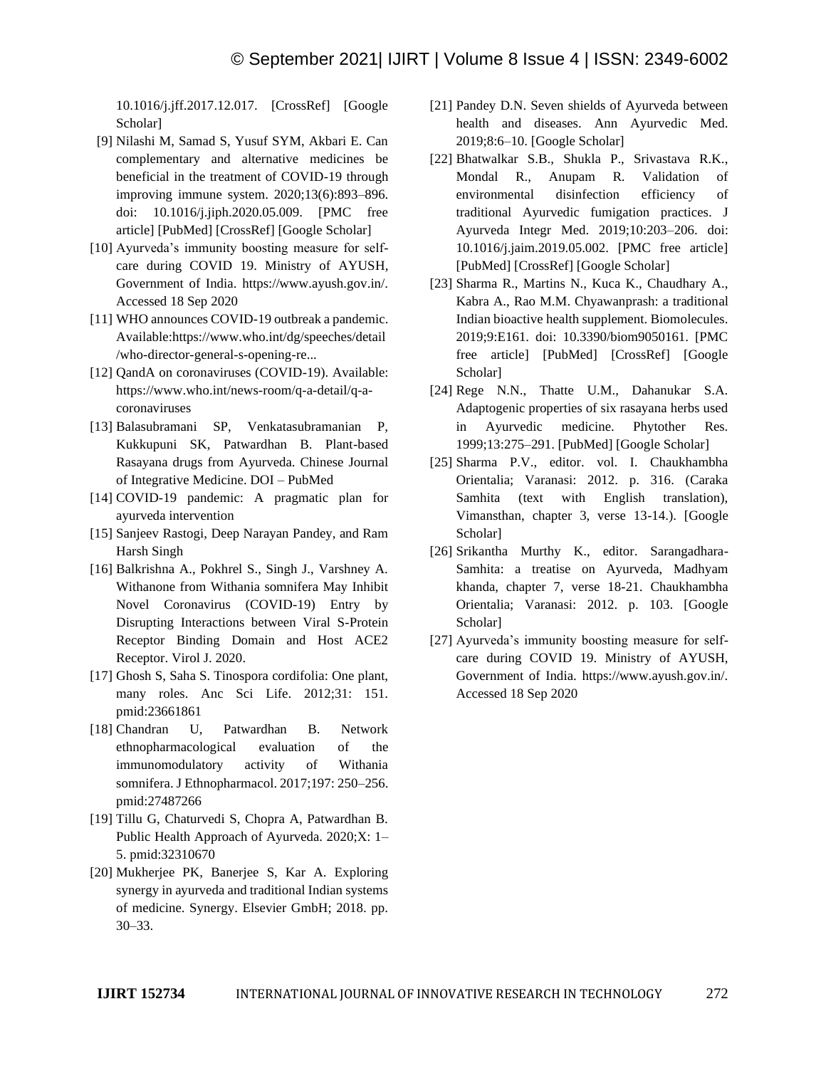10.1016/j.jff.2017.12.017. [CrossRef] [Google Scholar]

[9] Nilashi M, Samad S, Yusuf SYM, Akbari E. Can complementary and alternative medicines be beneficial in the treatment of COVID-19 through improving immune system. 2020;13(6):893–896. doi: 10.1016/j.jiph.2020.05.009. [PMC free article] [PubMed] [CrossRef] [Google Scholar]

[10] Ayurveda's immunity boosting measure for self-care during COVID 19. Ministry of AYUSH, Government of India. https://www.ayush.gov.in/. Accessed 18 Sep 2020

[11] WHO announces COVID-19 outbreak a pandemic. Available:https://www.who.int/dg/speeches/detail/who-director-general-s-opening-re...

[12] QandA on coronaviruses (COVID-19). Available: https://www.who.int/news-room/q-a-detail/q-a-coronaviruses

[13] Balasubramani SP, Venkatasubramanian P, Kukkupuni SK, Patwardhan B. Plant-based Rasayana drugs from Ayurveda. Chinese Journal of Integrative Medicine. DOI – PubMed

[14] COVID-19 pandemic: A pragmatic plan for ayurveda intervention

[15] Sanjeev Rastogi, Deep Narayan Pandey, and Ram Harsh Singh

[16] Balkrishna A., Pokhrel S., Singh J., Varshney A. Withanone from Withania somnifera May Inhibit Novel Coronavirus (COVID-19) Entry by Disrupting Interactions between Viral S-Protein Receptor Binding Domain and Host ACE2 Receptor. Virol J. 2020.

[17] Ghosh S, Saha S. Tinospora cordifolia: One plant, many roles. Anc Sci Life. 2012;31: 151. pmid:23661861

[18] Chandran U, Patwardhan B. Network ethnopharmacological evaluation of the immunomodulatory activity of Withania somnifera. J Ethnopharmacol. 2017;197: 250–256. pmid:27487266

[19] Tillu G, Chaturvedi S, Chopra A, Patwardhan B. Public Health Approach of Ayurveda. 2020;X: 1–5. pmid:32310670

[20] Mukherjee PK, Banerjee S, Kar A. Exploring synergy in ayurveda and traditional Indian systems of medicine. Synergy. Elsevier GmbH; 2018. pp. 30–33.

[21] Pandey D.N. Seven shields of Ayurveda between health and diseases. Ann Ayurvedic Med. 2019;8:6–10. [Google Scholar]

[22] Bhatwalkar S.B., Shukla P., Srivastava R.K., Mondal R., Anupam R. Validation of environmental disinfection efficiency of traditional Ayurvedic fumigation practices. J Ayurveda Integr Med. 2019;10:203–206. doi: 10.1016/j.jaim.2019.05.002. [PMC free article] [PubMed] [CrossRef] [Google Scholar]

[23] Sharma R., Martins N., Kuca K., Chaudhary A., Kabra A., Rao M.M. Chyawanprash: a traditional Indian bioactive health supplement. Biomolecules. 2019;9:E161. doi: 10.3390/biom9050161. [PMC free article] [PubMed] [CrossRef] [Google Scholar]

[24] Rege N.N., Thatte U.M., Dahanukar S.A. Adaptogenic properties of six rasayana herbs used in Ayurvedic medicine. Phytother Res. 1999;13:275–291. [PubMed] [Google Scholar]

[25] Sharma P.V., editor. vol. I. Chaukhambha Orientalia; Varanasi: 2012. p. 316. (Caraka Samhita (text with English translation), Vimansthan, chapter 3, verse 13-14.). [Google Scholar]

[26] Srikantha Murthy K., editor. Sarangadhara-Samhita: a treatise on Ayurveda, Madhyam khanda, chapter 7, verse 18-21. Chaukhambha Orientalia; Varanasi: 2012. p. 103. [Google Scholar]

[27] Ayurveda's immunity boosting measure for self-care during COVID 19. Ministry of AYUSH, Government of India. https://www.ayush.gov.in/. Accessed 18 Sep 2020